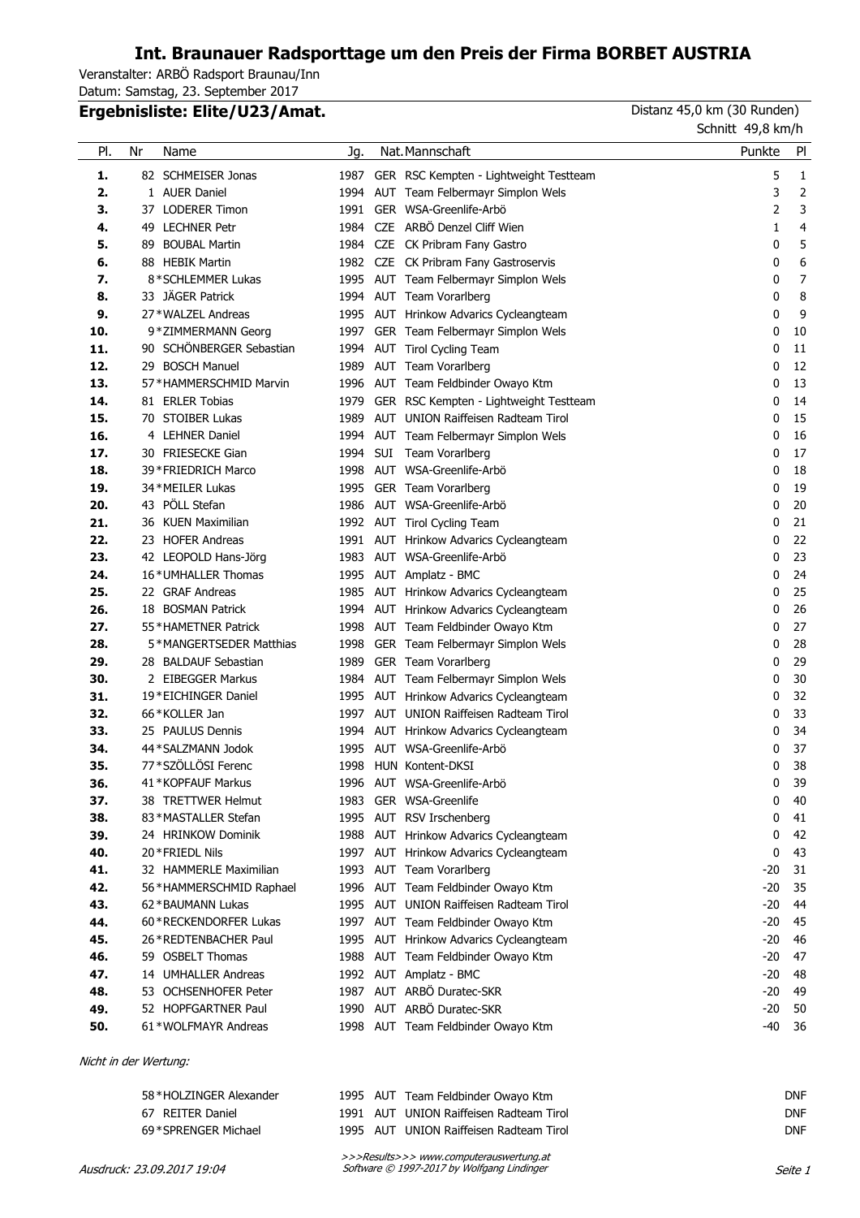# Int. Braunauer Radsporttage um den Preis der Firma BORBET AUSTRIA

Veranstalter: ARBÖ Radsport Braunau/Inn
Datum: Samstag, 23. September 2017

## Ergebnisliste: Elite/U23/Amat.

Distanz 45,0 km (30 Runden)
Schnitt 49,8 km/h

| Pl. | Nr | Name | Jg. | Nat. | Mannschaft | Punkte | Pl |
|---|---|---|---|---|---|---|---|
| **1.** | 82 | SCHMEISER Jonas | 1987 | GER | RSC Kempten - Lightweight Testteam | 5 | 1 |
| **2.** | 1 | AUER Daniel | 1994 | AUT | Team Felbermayr Simplon Wels | 3 | 2 |
| **3.** | 37 | LODERER Timon | 1991 | GER | WSA-Greenlife-Arbö | 2 | 3 |
| **4.** | 49 | LECHNER Petr | 1984 | CZE | ARBÖ Denzel Cliff Wien | 1 | 4 |
| **5.** | 89 | BOUBAL Martin | 1984 | CZE | CK Pribram Fany Gastro | 0 | 5 |
| **6.** | 88 | HEBIK Martin | 1982 | CZE | CK Pribram Fany Gastroservis | 0 | 6 |
| **7.** | 8 | *SCHLEMMER Lukas | 1995 | AUT | Team Felbermayr Simplon Wels | 0 | 7 |
| **8.** | 33 | JÄGER Patrick | 1994 | AUT | Team Vorarlberg | 0 | 8 |
| **9.** | 27 | *WALZEL Andreas | 1995 | AUT | Hrinkow Advarics Cycleangteam | 0 | 9 |
| **10.** | 9 | *ZIMMERMANN Georg | 1997 | GER | Team Felbermayr Simplon Wels | 0 | 10 |
| **11.** | 90 | SCHÖNBERGER Sebastian | 1994 | AUT | Tirol Cycling Team | 0 | 11 |
| **12.** | 29 | BOSCH Manuel | 1989 | AUT | Team Vorarlberg | 0 | 12 |
| **13.** | 57 | *HAMMERSCHMID Marvin | 1996 | AUT | Team Feldbinder Owayo Ktm | 0 | 13 |
| **14.** | 81 | ERLER Tobias | 1979 | GER | RSC Kempten - Lightweight Testteam | 0 | 14 |
| **15.** | 70 | STOIBER Lukas | 1989 | AUT | UNION Raiffeisen Radteam Tirol | 0 | 15 |
| **16.** | 4 | LEHNER Daniel | 1994 | AUT | Team Felbermayr Simplon Wels | 0 | 16 |
| **17.** | 30 | FRIESECKE Gian | 1994 | SUI | Team Vorarlberg | 0 | 17 |
| **18.** | 39 | *FRIEDRICH Marco | 1998 | AUT | WSA-Greenlife-Arbö | 0 | 18 |
| **19.** | 34 | *MEILER Lukas | 1995 | GER | Team Vorarlberg | 0 | 19 |
| **20.** | 43 | PÖLL Stefan | 1986 | AUT | WSA-Greenlife-Arbö | 0 | 20 |
| **21.** | 36 | KUEN Maximilian | 1992 | AUT | Tirol Cycling Team | 0 | 21 |
| **22.** | 23 | HOFER Andreas | 1991 | AUT | Hrinkow Advarics Cycleangteam | 0 | 22 |
| **23.** | 42 | LEOPOLD Hans-Jörg | 1983 | AUT | WSA-Greenlife-Arbö | 0 | 23 |
| **24.** | 16 | *UMHALLER Thomas | 1995 | AUT | Amplatz - BMC | 0 | 24 |
| **25.** | 22 | GRAF Andreas | 1985 | AUT | Hrinkow Advarics Cycleangteam | 0 | 25 |
| **26.** | 18 | BOSMAN Patrick | 1994 | AUT | Hrinkow Advarics Cycleangteam | 0 | 26 |
| **27.** | 55 | *HAMETNER Patrick | 1998 | AUT | Team Feldbinder Owayo Ktm | 0 | 27 |
| **28.** | 5 | *MANGERTSEDER Matthias | 1998 | GER | Team Felbermayr Simplon Wels | 0 | 28 |
| **29.** | 28 | BALDAUF Sebastian | 1989 | GER | Team Vorarlberg | 0 | 29 |
| **30.** | 2 | EIBEGGER Markus | 1984 | AUT | Team Felbermayr Simplon Wels | 0 | 30 |
| **31.** | 19 | *EICHINGER Daniel | 1995 | AUT | Hrinkow Advarics Cycleangteam | 0 | 32 |
| **32.** | 66 | *KOLLER Jan | 1997 | AUT | UNION Raiffeisen Radteam Tirol | 0 | 33 |
| **33.** | 25 | PAULUS Dennis | 1994 | AUT | Hrinkow Advarics Cycleangteam | 0 | 34 |
| **34.** | 44 | *SALZMANN Jodok | 1995 | AUT | WSA-Greenlife-Arbö | 0 | 37 |
| **35.** | 77 | *SZÖLLÖSI Ferenc | 1998 | HUN | Kontent-DKSI | 0 | 38 |
| **36.** | 41 | *KOPFAUF Markus | 1996 | AUT | WSA-Greenlife-Arbö | 0 | 39 |
| **37.** | 38 | TRETTWER Helmut | 1983 | GER | WSA-Greenlife | 0 | 40 |
| **38.** | 83 | *MASTALLER Stefan | 1995 | AUT | RSV Irschenberg | 0 | 41 |
| **39.** | 24 | HRINKOW Dominik | 1988 | AUT | Hrinkow Advarics Cycleangteam | 0 | 42 |
| **40.** | 20 | *FRIEDL Nils | 1997 | AUT | Hrinkow Advarics Cycleangteam | 0 | 43 |
| **41.** | 32 | HAMMERLE Maximilian | 1993 | AUT | Team Vorarlberg | -20 | 31 |
| **42.** | 56 | *HAMMERSCHMID Raphael | 1996 | AUT | Team Feldbinder Owayo Ktm | -20 | 35 |
| **43.** | 62 | *BAUMANN Lukas | 1995 | AUT | UNION Raiffeisen Radteam Tirol | -20 | 44 |
| **44.** | 60 | *RECKENDORFER Lukas | 1997 | AUT | Team Feldbinder Owayo Ktm | -20 | 45 |
| **45.** | 26 | *REDTENBACHER Paul | 1995 | AUT | Hrinkow Advarics Cycleangteam | -20 | 46 |
| **46.** | 59 | OSBELT Thomas | 1988 | AUT | Team Feldbinder Owayo Ktm | -20 | 47 |
| **47.** | 14 | UMHALLER Andreas | 1992 | AUT | Amplatz - BMC | -20 | 48 |
| **48.** | 53 | OCHSENHOFER Peter | 1987 | AUT | ARBÖ Duratec-SKR | -20 | 49 |
| **49.** | 52 | HOPFGARTNER Paul | 1990 | AUT | ARBÖ Duratec-SKR | -20 | 50 |
| **50.** | 61 | *WOLFMAYR Andreas | 1998 | AUT | Team Feldbinder Owayo Ktm | -40 | 36 |

*Nicht in der Wertung:*

| Nr | Name | Jg. | Nat. | Mannschaft | |
|---|---|---|---|---|---|
| 58 | *HOLZINGER Alexander | 1995 | AUT | Team Feldbinder Owayo Ktm | DNF |
| 67 | REITER Daniel | 1991 | AUT | UNION Raiffeisen Radteam Tirol | DNF |
| 69 | *SPRENGER Michael | 1995 | AUT | UNION Raiffeisen Radteam Tirol | DNF |

*Ausdruck: 23.09.2017 19:04*

*>>>Results>>> www.computerauswertung.at*
*Software © 1997-2017 by Wolfgang Lindinger*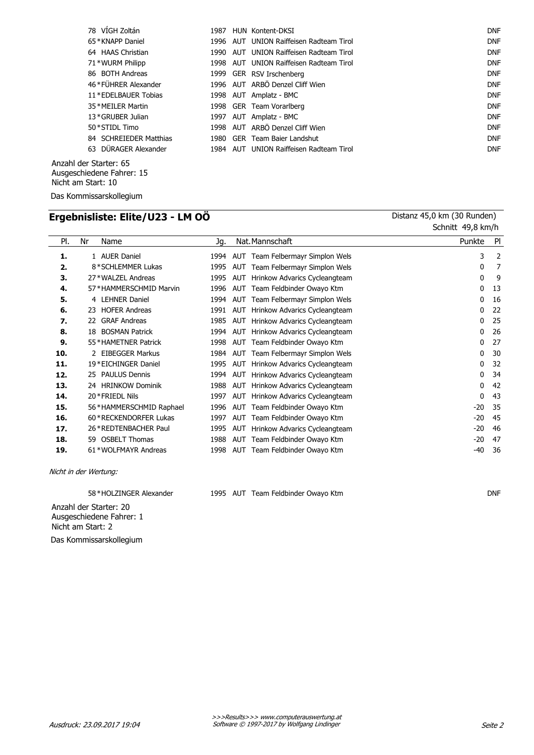| | | | | | |
|---|---|---|---|---|---|
| 78 VÍGH Zoltán | 1987 | HUN | Kontent-DKSI | | DNF |
| 65*KNAPP Daniel | 1996 | AUT | UNION Raiffeisen Radteam Tirol | | DNF |
| 64 HAAS Christian | 1990 | AUT | UNION Raiffeisen Radteam Tirol | | DNF |
| 71*WURM Philipp | 1998 | AUT | UNION Raiffeisen Radteam Tirol | | DNF |
| 86 BOTH Andreas | 1999 | GER | RSV Irschenberg | | DNF |
| 46*FÜHRER Alexander | 1996 | AUT | ARBÖ Denzel Cliff Wien | | DNF |
| 11*EDELBAUER Tobias | 1998 | AUT | Amplatz - BMC | | DNF |
| 35*MEILER Martin | 1998 | GER | Team Vorarlberg | | DNF |
| 13*GRUBER Julian | 1997 | AUT | Amplatz - BMC | | DNF |
| 50*STIDL Timo | 1998 | AUT | ARBÖ Denzel Cliff Wien | | DNF |
| 84 SCHREIEDER Matthias | 1980 | GER | Team Baier Landshut | | DNF |
| 63 DÜRAGER Alexander | 1984 | AUT | UNION Raiffeisen Radteam Tirol | | DNF |

Anzahl der Starter: 65
Ausgeschiedene Fahrer: 15
Nicht am Start: 10

Das Kommissarskollegium

## Ergebnisliste: Elite/U23 - LM OÖ

Distanz 45,0 km (30 Runden)
Schnitt 49,8 km/h

| Pl. | Nr | Name | Jg. | Nat. | Mannschaft | Punkte | Pl |
|---|---|---|---|---|---|---|---|
| **1.** | 1 | AUER Daniel | 1994 | AUT | Team Felbermayr Simplon Wels | 3 | 2 |
| **2.** | 8 | *SCHLEMMER Lukas | 1995 | AUT | Team Felbermayr Simplon Wels | 0 | 7 |
| **3.** | 27 | *WALZEL Andreas | 1995 | AUT | Hrinkow Advarics Cycleangteam | 0 | 9 |
| **4.** | 57 | *HAMMERSCHMID Marvin | 1996 | AUT | Team Feldbinder Owayo Ktm | 0 | 13 |
| **5.** | 4 | LEHNER Daniel | 1994 | AUT | Team Felbermayr Simplon Wels | 0 | 16 |
| **6.** | 23 | HOFER Andreas | 1991 | AUT | Hrinkow Advarics Cycleangteam | 0 | 22 |
| **7.** | 22 | GRAF Andreas | 1985 | AUT | Hrinkow Advarics Cycleangteam | 0 | 25 |
| **8.** | 18 | BOSMAN Patrick | 1994 | AUT | Hrinkow Advarics Cycleangteam | 0 | 26 |
| **9.** | 55 | *HAMETNER Patrick | 1998 | AUT | Team Feldbinder Owayo Ktm | 0 | 27 |
| **10.** | 2 | EIBEGGER Markus | 1984 | AUT | Team Felbermayr Simplon Wels | 0 | 30 |
| **11.** | 19 | *EICHINGER Daniel | 1995 | AUT | Hrinkow Advarics Cycleangteam | 0 | 32 |
| **12.** | 25 | PAULUS Dennis | 1994 | AUT | Hrinkow Advarics Cycleangteam | 0 | 34 |
| **13.** | 24 | HRINKOW Dominik | 1988 | AUT | Hrinkow Advarics Cycleangteam | 0 | 42 |
| **14.** | 20 | *FRIEDL Nils | 1997 | AUT | Hrinkow Advarics Cycleangteam | 0 | 43 |
| **15.** | 56 | *HAMMERSCHMID Raphael | 1996 | AUT | Team Feldbinder Owayo Ktm | -20 | 35 |
| **16.** | 60 | *RECKENDORFER Lukas | 1997 | AUT | Team Feldbinder Owayo Ktm | -20 | 45 |
| **17.** | 26 | *REDTENBACHER Paul | 1995 | AUT | Hrinkow Advarics Cycleangteam | -20 | 46 |
| **18.** | 59 | OSBELT Thomas | 1988 | AUT | Team Feldbinder Owayo Ktm | -20 | 47 |
| **19.** | 61 | *WOLFMAYR Andreas | 1998 | AUT | Team Feldbinder Owayo Ktm | -40 | 36 |

*Nicht in der Wertung:*

| | | | | | |
|---|---|---|---|---|---|
| 58*HOLZINGER Alexander | 1995 | AUT | Team Feldbinder Owayo Ktm | | DNF |

Anzahl der Starter: 20
Ausgeschiedene Fahrer: 1
Nicht am Start: 2

Das Kommissarskollegium